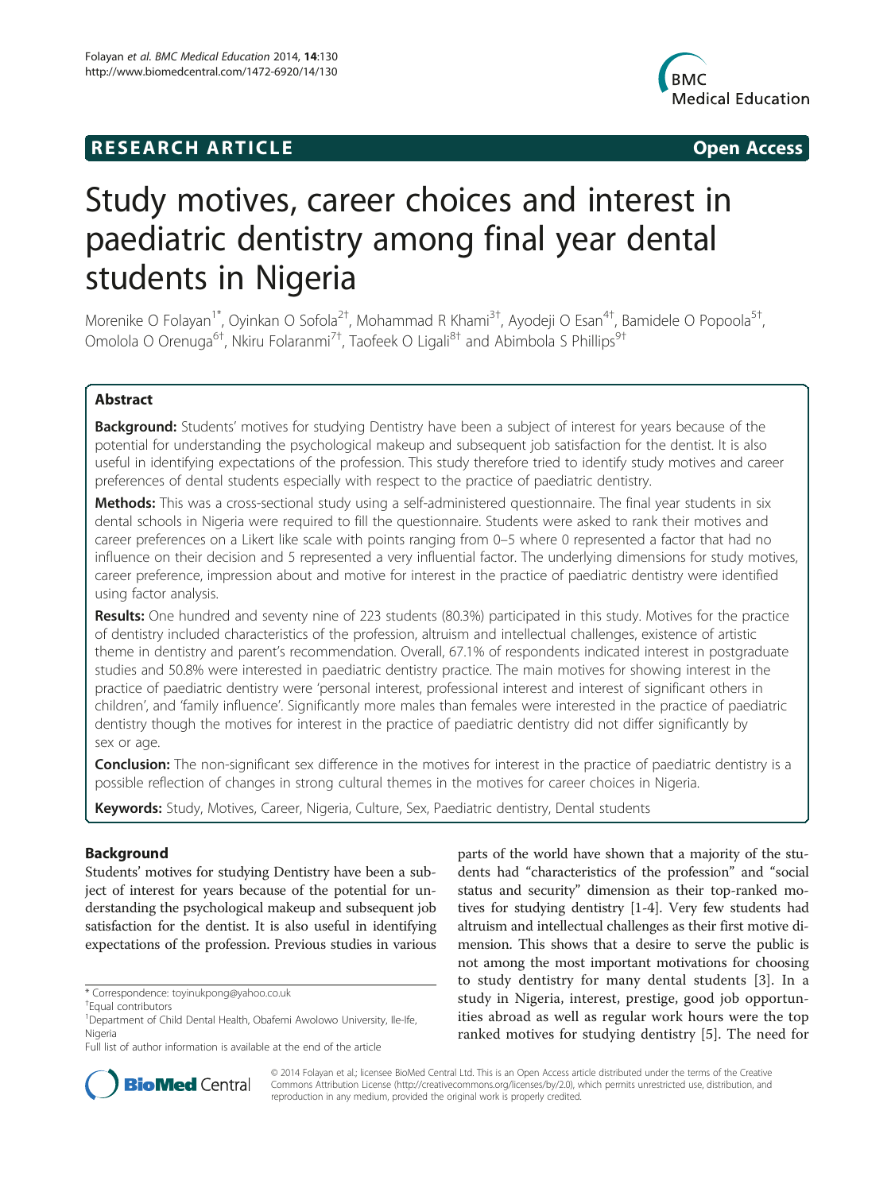**RESEARCH ARTICLE** **Open Access**

# Study motives, career choices and interest in paediatric dentistry among final year dental students in Nigeria

Morenike O Folayan[1*], Oyinkan O Sofola[2†], Mohammad R Khami[3†], Ayodeji O Esan[4†], Bamidele O Popoola[5†], Omolola O Orenuga[6†], Nkiru Folaranmi[7†], Taofeek O Ligali[8†] and Abimbola S Phillips[9†]

## Abstract

**Background:** Students' motives for studying Dentistry have been a subject of interest for years because of the potential for understanding the psychological makeup and subsequent job satisfaction for the dentist. It is also useful in identifying expectations of the profession. This study therefore tried to identify study motives and career preferences of dental students especially with respect to the practice of paediatric dentistry.

**Methods:** This was a cross-sectional study using a self-administered questionnaire. The final year students in six dental schools in Nigeria were required to fill the questionnaire. Students were asked to rank their motives and career preferences on a Likert like scale with points ranging from 0–5 where 0 represented a factor that had no influence on their decision and 5 represented a very influential factor. The underlying dimensions for study motives, career preference, impression about and motive for interest in the practice of paediatric dentistry were identified using factor analysis.

**Results:** One hundred and seventy nine of 223 students (80.3%) participated in this study. Motives for the practice of dentistry included characteristics of the profession, altruism and intellectual challenges, existence of artistic theme in dentistry and parent's recommendation. Overall, 67.1% of respondents indicated interest in postgraduate studies and 50.8% were interested in paediatric dentistry practice. The main motives for showing interest in the practice of paediatric dentistry were 'personal interest, professional interest and interest of significant others in children', and 'family influence'. Significantly more males than females were interested in the practice of paediatric dentistry though the motives for interest in the practice of paediatric dentistry did not differ significantly by sex or age.

**Conclusion:** The non-significant sex difference in the motives for interest in the practice of paediatric dentistry is a possible reflection of changes in strong cultural themes in the motives for career choices in Nigeria.

**Keywords:** Study, Motives, Career, Nigeria, Culture, Sex, Paediatric dentistry, Dental students

## Background

Students' motives for studying Dentistry have been a subject of interest for years because of the potential for understanding the psychological makeup and subsequent job satisfaction for the dentist. It is also useful in identifying expectations of the profession. Previous studies in various parts of the world have shown that a majority of the students had "characteristics of the profession" and "social status and security" dimension as their top-ranked motives for studying dentistry [1-4]. Very few students had altruism and intellectual challenges as their first motive dimension. This shows that a desire to serve the public is not among the most important motivations for choosing to study dentistry for many dental students [3]. In a study in Nigeria, interest, prestige, good job opportunities abroad as well as regular work hours were the top ranked motives for studying dentistry [5]. The need for

\* Correspondence: toyinukpong@yahoo.co.uk
†Equal contributors
[1]Department of Child Dental Health, Obafemi Awolowo University, Ile-Ife, Nigeria
Full list of author information is available at the end of the article

© 2014 Folayan et al.; licensee BioMed Central Ltd. This is an Open Access article distributed under the terms of the Creative Commons Attribution License (http://creativecommons.org/licenses/by/2.0), which permits unrestricted use, distribution, and reproduction in any medium, provided the original work is properly credited.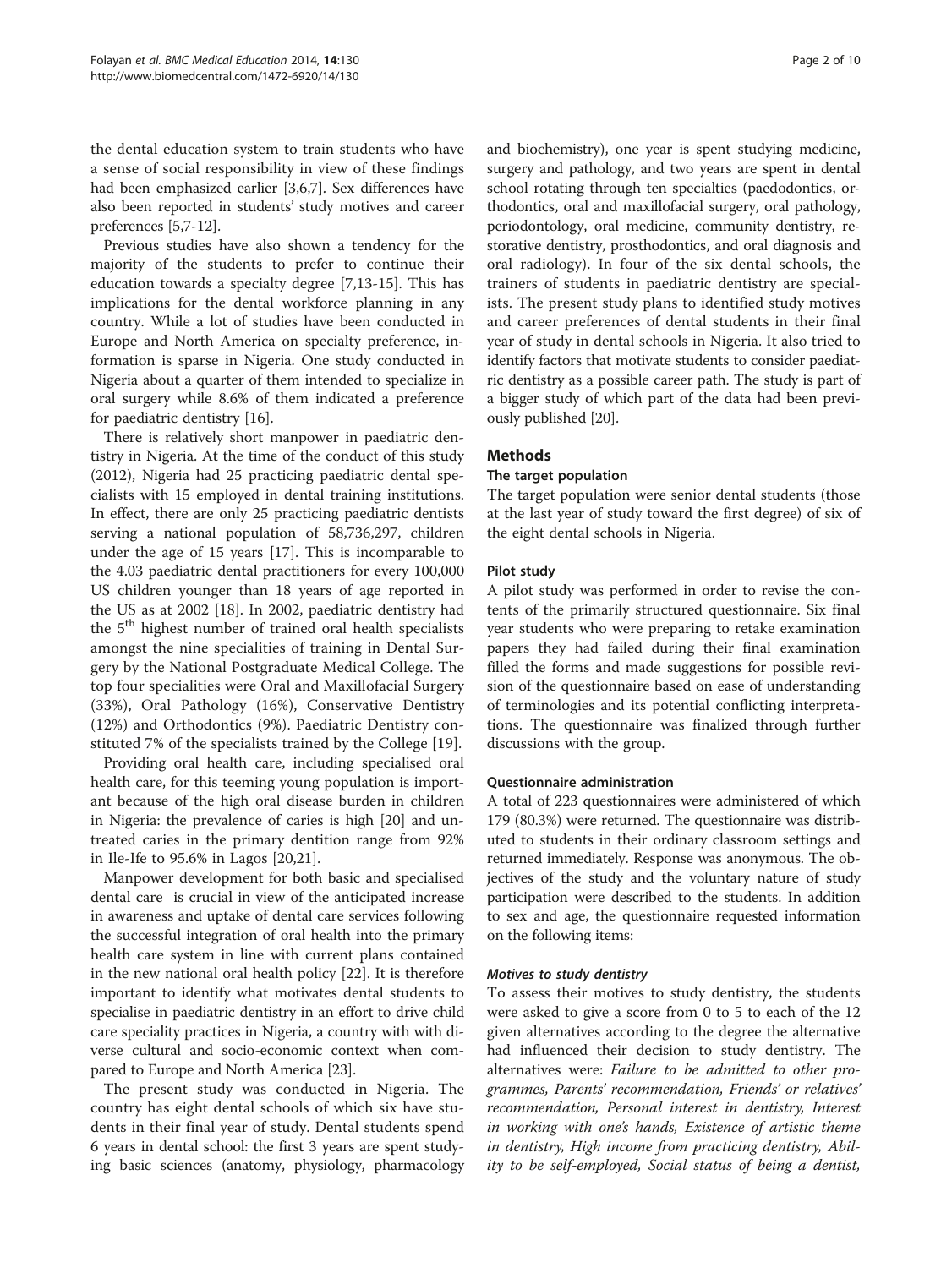the dental education system to train students who have a sense of social responsibility in view of these findings had been emphasized earlier [3,6,7]. Sex differences have also been reported in students' study motives and career preferences [5,7-12].

Previous studies have also shown a tendency for the majority of the students to prefer to continue their education towards a specialty degree [7,13-15]. This has implications for the dental workforce planning in any country. While a lot of studies have been conducted in Europe and North America on specialty preference, information is sparse in Nigeria. One study conducted in Nigeria about a quarter of them intended to specialize in oral surgery while 8.6% of them indicated a preference for paediatric dentistry [16].

There is relatively short manpower in paediatric dentistry in Nigeria. At the time of the conduct of this study (2012), Nigeria had 25 practicing paediatric dental specialists with 15 employed in dental training institutions. In effect, there are only 25 practicing paediatric dentists serving a national population of 58,736,297, children under the age of 15 years [17]. This is incomparable to the 4.03 paediatric dental practitioners for every 100,000 US children younger than 18 years of age reported in the US as at 2002 [18]. In 2002, paediatric dentistry had the 5th highest number of trained oral health specialists amongst the nine specialities of training in Dental Surgery by the National Postgraduate Medical College. The top four specialities were Oral and Maxillofacial Surgery (33%), Oral Pathology (16%), Conservative Dentistry (12%) and Orthodontics (9%). Paediatric Dentistry constituted 7% of the specialists trained by the College [19].

Providing oral health care, including specialised oral health care, for this teeming young population is important because of the high oral disease burden in children in Nigeria: the prevalence of caries is high [20] and untreated caries in the primary dentition range from 92% in Ile-Ife to 95.6% in Lagos [20,21].

Manpower development for both basic and specialised dental care is crucial in view of the anticipated increase in awareness and uptake of dental care services following the successful integration of oral health into the primary health care system in line with current plans contained in the new national oral health policy [22]. It is therefore important to identify what motivates dental students to specialise in paediatric dentistry in an effort to drive child care speciality practices in Nigeria, a country with with diverse cultural and socio-economic context when compared to Europe and North America [23].

The present study was conducted in Nigeria. The country has eight dental schools of which six have students in their final year of study. Dental students spend 6 years in dental school: the first 3 years are spent studying basic sciences (anatomy, physiology, pharmacology and biochemistry), one year is spent studying medicine, surgery and pathology, and two years are spent in dental school rotating through ten specialties (paedodontics, orthodontics, oral and maxillofacial surgery, oral pathology, periodontology, oral medicine, community dentistry, restorative dentistry, prosthodontics, and oral diagnosis and oral radiology). In four of the six dental schools, the trainers of students in paediatric dentistry are specialists. The present study plans to identified study motives and career preferences of dental students in their final year of study in dental schools in Nigeria. It also tried to identify factors that motivate students to consider paediatric dentistry as a possible career path. The study is part of a bigger study of which part of the data had been previously published [20].

## Methods

### The target population

The target population were senior dental students (those at the last year of study toward the first degree) of six of the eight dental schools in Nigeria.

### Pilot study

A pilot study was performed in order to revise the contents of the primarily structured questionnaire. Six final year students who were preparing to retake examination papers they had failed during their final examination filled the forms and made suggestions for possible revision of the questionnaire based on ease of understanding of terminologies and its potential conflicting interpretations. The questionnaire was finalized through further discussions with the group.

### Questionnaire administration

A total of 223 questionnaires were administered of which 179 (80.3%) were returned. The questionnaire was distributed to students in their ordinary classroom settings and returned immediately. Response was anonymous. The objectives of the study and the voluntary nature of study participation were described to the students. In addition to sex and age, the questionnaire requested information on the following items:

#### *Motives to study dentistry*

To assess their motives to study dentistry, the students were asked to give a score from 0 to 5 to each of the 12 given alternatives according to the degree the alternative had influenced their decision to study dentistry. The alternatives were: *Failure to be admitted to other programmes, Parents' recommendation, Friends' or relatives' recommendation, Personal interest in dentistry, Interest in working with one's hands, Existence of artistic theme in dentistry, High income from practicing dentistry, Ability to be self-employed, Social status of being a dentist,*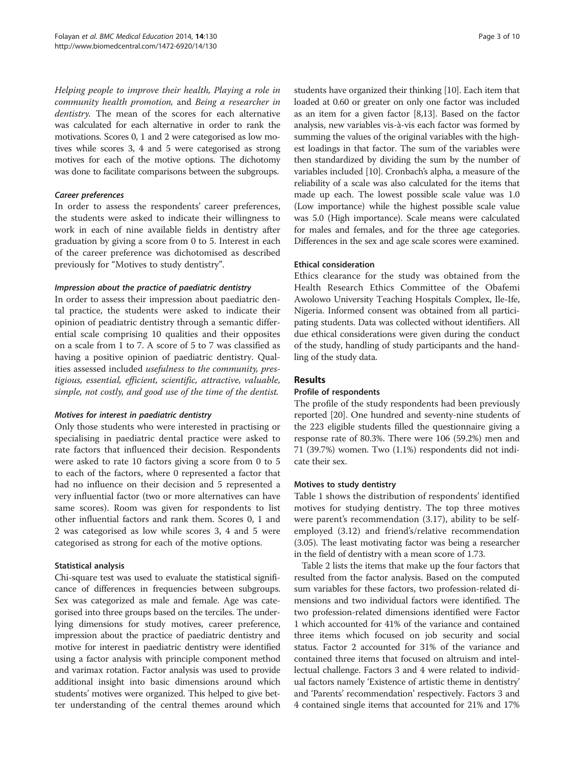*Helping people to improve their health, Playing a role in community health promotion,* and *Being a researcher in dentistry.* The mean of the scores for each alternative was calculated for each alternative in order to rank the motivations. Scores 0, 1 and 2 were categorised as low motives while scores 3, 4 and 5 were categorised as strong motives for each of the motive options. The dichotomy was done to facilitate comparisons between the subgroups.

#### Career preferences

In order to assess the respondents' career preferences, the students were asked to indicate their willingness to work in each of nine available fields in dentistry after graduation by giving a score from 0 to 5. Interest in each of the career preference was dichotomised as described previously for "Motives to study dentistry".

#### Impression about the practice of paediatric dentistry

In order to assess their impression about paediatric dental practice, the students were asked to indicate their opinion of peadiatric dentistry through a semantic differential scale comprising 10 qualities and their opposites on a scale from 1 to 7. A score of 5 to 7 was classified as having a positive opinion of paediatric dentistry. Qualities assessed included *usefulness to the community, prestigious, essential, efficient, scientific, attractive, valuable, simple, not costly,* and *good use of the time of the dentist.*

#### Motives for interest in paediatric dentistry

Only those students who were interested in practising or specialising in paediatric dental practice were asked to rate factors that influenced their decision. Respondents were asked to rate 10 factors giving a score from 0 to 5 to each of the factors, where 0 represented a factor that had no influence on their decision and 5 represented a very influential factor (two or more alternatives can have same scores). Room was given for respondents to list other influential factors and rank them. Scores 0, 1 and 2 was categorised as low while scores 3, 4 and 5 were categorised as strong for each of the motive options.

### Statistical analysis

Chi-square test was used to evaluate the statistical significance of differences in frequencies between subgroups. Sex was categorized as male and female. Age was categorised into three groups based on the terciles. The underlying dimensions for study motives, career preference, impression about the practice of paediatric dentistry and motive for interest in paediatric dentistry were identified using a factor analysis with principle component method and varimax rotation. Factor analysis was used to provide additional insight into basic dimensions around which students' motives were organized. This helped to give better understanding of the central themes around which students have organized their thinking [10]. Each item that loaded at 0.60 or greater on only one factor was included as an item for a given factor [8,13]. Based on the factor analysis, new variables vis-à-vis each factor was formed by summing the values of the original variables with the highest loadings in that factor. The sum of the variables were then standardized by dividing the sum by the number of variables included [10]. Cronbach's alpha, a measure of the reliability of a scale was also calculated for the items that made up each. The lowest possible scale value was 1.0 (Low importance) while the highest possible scale value was 5.0 (High importance). Scale means were calculated for males and females, and for the three age categories. Differences in the sex and age scale scores were examined.

### Ethical consideration

Ethics clearance for the study was obtained from the Health Research Ethics Committee of the Obafemi Awolowo University Teaching Hospitals Complex, Ile-Ife, Nigeria. Informed consent was obtained from all participating students. Data was collected without identifiers. All due ethical considerations were given during the conduct of the study, handling of study participants and the handling of the study data.

## Results

### Profile of respondents

The profile of the study respondents had been previously reported [20]. One hundred and seventy-nine students of the 223 eligible students filled the questionnaire giving a response rate of 80.3%. There were 106 (59.2%) men and 71 (39.7%) women. Two (1.1%) respondents did not indicate their sex.

### Motives to study dentistry

Table 1 shows the distribution of respondents' identified motives for studying dentistry. The top three motives were parent's recommendation (3.17), ability to be self-employed (3.12) and friend's/relative recommendation (3.05). The least motivating factor was being a researcher in the field of dentistry with a mean score of 1.73.

Table 2 lists the items that make up the four factors that resulted from the factor analysis. Based on the computed sum variables for these factors, two profession-related dimensions and two individual factors were identified. The two profession-related dimensions identified were Factor 1 which accounted for 41% of the variance and contained three items which focused on job security and social status. Factor 2 accounted for 31% of the variance and contained three items that focused on altruism and intellectual challenge. Factors 3 and 4 were related to individual factors namely 'Existence of artistic theme in dentistry' and 'Parents' recommendation' respectively. Factors 3 and 4 contained single items that accounted for 21% and 17%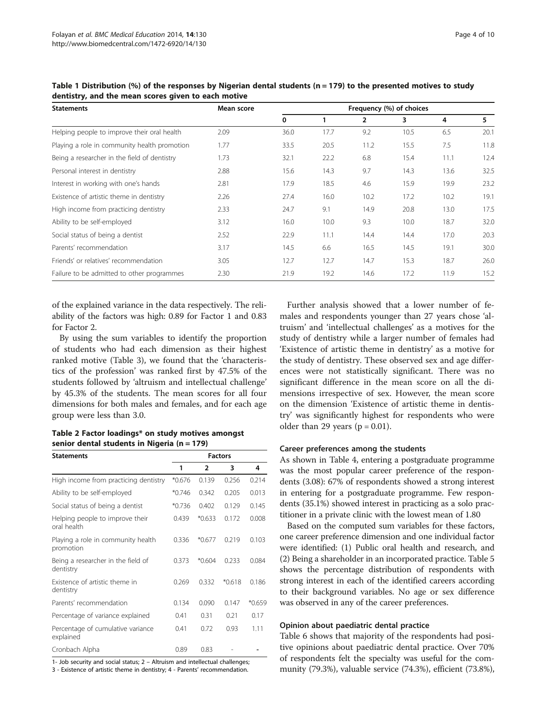**Table 1 Distribution (%) of the responses by Nigerian dental students (n = 179) to the presented motives to study dentistry, and the mean scores given to each motive**

| Statements | Mean score | Frequency (%) of choices | | | | | |
|---|---|---|---|---|---|---|---|
| | | 0 | 1 | 2 | 3 | 4 | 5 |
| Helping people to improve their oral health | 2.09 | 36.0 | 17.7 | 9.2 | 10.5 | 6.5 | 20.1 |
| Playing a role in community health promotion | 1.77 | 33.5 | 20.5 | 11.2 | 15.5 | 7.5 | 11.8 |
| Being a researcher in the field of dentistry | 1.73 | 32.1 | 22.2 | 6.8 | 15.4 | 11.1 | 12.4 |
| Personal interest in dentistry | 2.88 | 15.6 | 14.3 | 9.7 | 14.3 | 13.6 | 32.5 |
| Interest in working with one's hands | 2.81 | 17.9 | 18.5 | 4.6 | 15.9 | 19.9 | 23.2 |
| Existence of artistic theme in dentistry | 2.26 | 27.4 | 16.0 | 10.2 | 17.2 | 10.2 | 19.1 |
| High income from practicing dentistry | 2.33 | 24.7 | 9.1 | 14.9 | 20.8 | 13.0 | 17.5 |
| Ability to be self-employed | 3.12 | 16.0 | 10.0 | 9.3 | 10.0 | 18.7 | 32.0 |
| Social status of being a dentist | 2.52 | 22.9 | 11.1 | 14.4 | 14.4 | 17.0 | 20.3 |
| Parents' recommendation | 3.17 | 14.5 | 6.6 | 16.5 | 14.5 | 19.1 | 30.0 |
| Friends' or relatives' recommendation | 3.05 | 12.7 | 12.7 | 14.7 | 15.3 | 18.7 | 26.0 |
| Failure to be admitted to other programmes | 2.30 | 21.9 | 19.2 | 14.6 | 17.2 | 11.9 | 15.2 |

of the explained variance in the data respectively. The reliability of the factors was high: 0.89 for Factor 1 and 0.83 for Factor 2.

By using the sum variables to identify the proportion of students who had each dimension as their highest ranked motive (Table 3), we found that the 'characteristics of the profession' was ranked first by 47.5% of the students followed by 'altruism and intellectual challenge' by 45.3% of the students. The mean scores for all four dimensions for both males and females, and for each age group were less than 3.0.

**Table 2 Factor loadings* on study motives amongst senior dental students in Nigeria (n = 179)**

| Statements | Factors | | | |
|---|---|---|---|---|
| | 1 | 2 | 3 | 4 |
| High income from practicing dentistry | *0.676 | 0.139 | 0.256 | 0.214 |
| Ability to be self-employed | *0.746 | 0.342 | 0.205 | 0.013 |
| Social status of being a dentist | *0.736 | 0.402 | 0.129 | 0.145 |
| Helping people to improve their oral health | 0.439 | *0.633 | 0.172 | 0.008 |
| Playing a role in community health promotion | 0.336 | *0.677 | 0.219 | 0.103 |
| Being a researcher in the field of dentistry | 0.373 | *0.604 | 0.233 | 0.084 |
| Existence of artistic theme in dentistry | 0.269 | 0.332 | *0.618 | 0.186 |
| Parents' recommendation | 0.134 | 0.090 | 0.147 | *0.659 |
| Percentage of variance explained | 0.41 | 0.31 | 0.21 | 0.17 |
| Percentage of cumulative variance explained | 0.41 | 0.72 | 0.93 | 1.11 |
| Cronbach Alpha | 0.89 | 0.83 | - | - |

1- Job security and social status; 2 – Altruism and intellectual challenges; 3 - Existence of artistic theme in dentistry; 4 - Parents' recommendation.

Further analysis showed that a lower number of females and respondents younger than 27 years chose 'altruism' and 'intellectual challenges' as a motives for the study of dentistry while a larger number of females had 'Existence of artistic theme in dentistry' as a motive for the study of dentistry. These observed sex and age differences were not statistically significant. There was no significant difference in the mean score on all the dimensions irrespective of sex. However, the mean score on the dimension 'Existence of artistic theme in dentistry' was significantly highest for respondents who were older than 29 years ($p = 0.01$).

### Career preferences among the students

As shown in Table 4, entering a postgraduate programme was the most popular career preference of the respondents (3.08): 67% of respondents showed a strong interest in entering for a postgraduate programme. Few respondents (35.1%) showed interest in practicing as a solo practitioner in a private clinic with the lowest mean of 1.80

Based on the computed sum variables for these factors, one career preference dimension and one individual factor were identified: (1) Public oral health and research, and (2) Being a shareholder in an incorporated practice. Table 5 shows the percentage distribution of respondents with strong interest in each of the identified careers according to their background variables. No age or sex difference was observed in any of the career preferences.

### Opinion about paediatric dental practice

Table 6 shows that majority of the respondents had positive opinions about paediatric dental practice. Over 70% of respondents felt the specialty was useful for the community (79.3%), valuable service (74.3%), efficient (73.8%),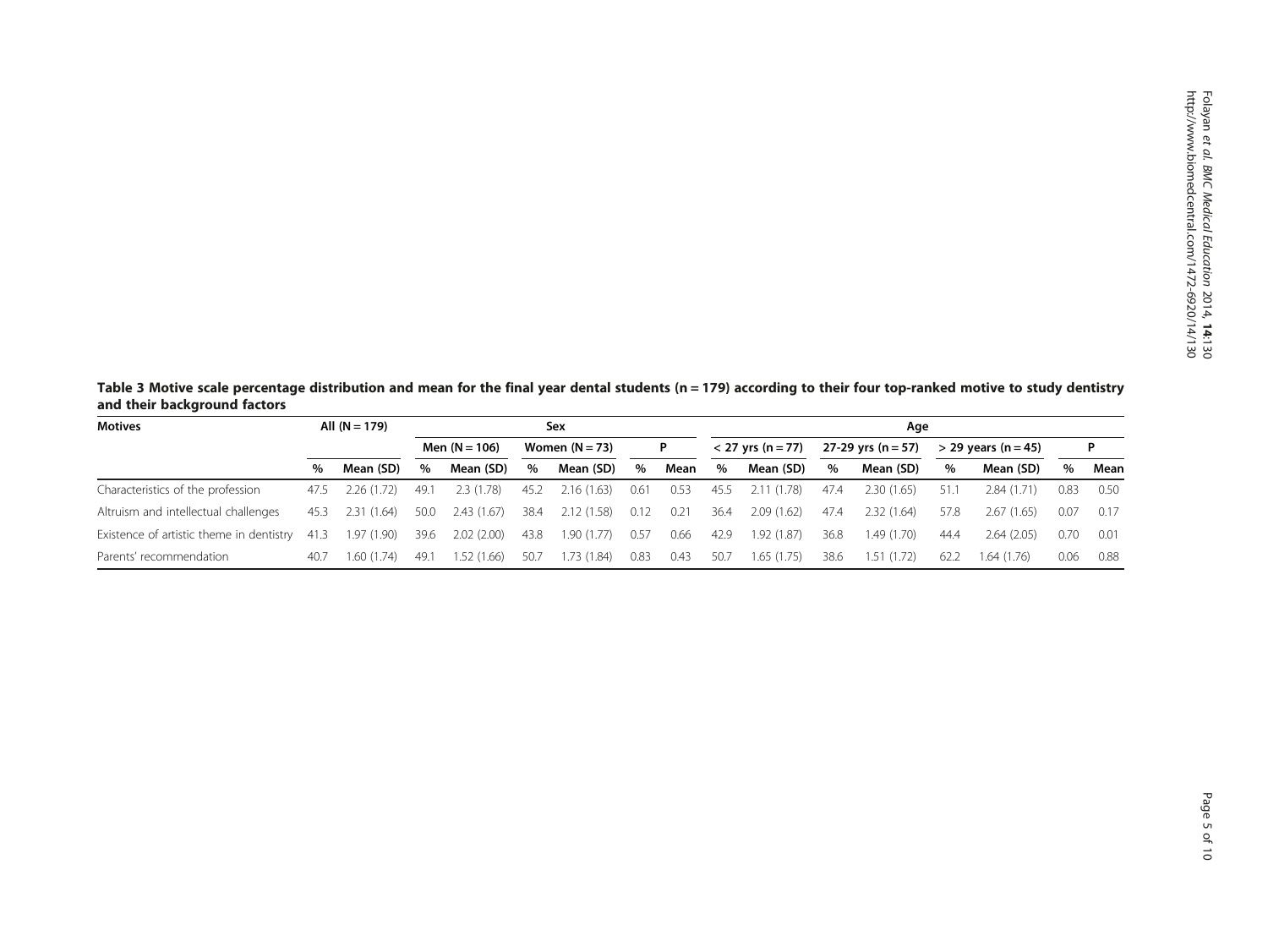**Table 3 Motive scale percentage distribution and mean for the final year dental students (n = 179) according to their four top-ranked motive to study dentistry and their background factors**

| Motives | All (N = 179) | | Sex | | | | | | Age | | | | | | | |
|---|---|---|---|---|---|---|---|---|---|---|---|---|---|---|---|---|
| | | | Men (N = 106) | | Women (N = 73) | | P | | < 27 yrs (n = 77) | | 27-29 yrs (n = 57) | | > 29 years (n = 45) | | P | |
| | % | Mean (SD) | % | Mean (SD) | % | Mean (SD) | % | Mean | % | Mean (SD) | % | Mean (SD) | % | Mean (SD) | % | Mean |
| Characteristics of the profession | 47.5 | 2.26 (1.72) | 49.1 | 2.3 (1.78) | 45.2 | 2.16 (1.63) | 0.61 | 0.53 | 45.5 | 2.11 (1.78) | 47.4 | 2.30 (1.65) | 51.1 | 2.84 (1.71) | 0.83 | 0.50 |
| Altruism and intellectual challenges | 45.3 | 2.31 (1.64) | 50.0 | 2.43 (1.67) | 38.4 | 2.12 (1.58) | 0.12 | 0.21 | 36.4 | 2.09 (1.62) | 47.4 | 2.32 (1.64) | 57.8 | 2.67 (1.65) | 0.07 | 0.17 |
| Existence of artistic theme in dentistry | 41.3 | 1.97 (1.90) | 39.6 | 2.02 (2.00) | 43.8 | 1.90 (1.77) | 0.57 | 0.66 | 42.9 | 1.92 (1.87) | 36.8 | 1.49 (1.70) | 44.4 | 2.64 (2.05) | 0.70 | 0.01 |
| Parents' recommendation | 40.7 | 1.60 (1.74) | 49.1 | 1.52 (1.66) | 50.7 | 1.73 (1.84) | 0.83 | 0.43 | 50.7 | 1.65 (1.75) | 38.6 | 1.51 (1.72) | 62.2 | 1.64 (1.76) | 0.06 | 0.88 |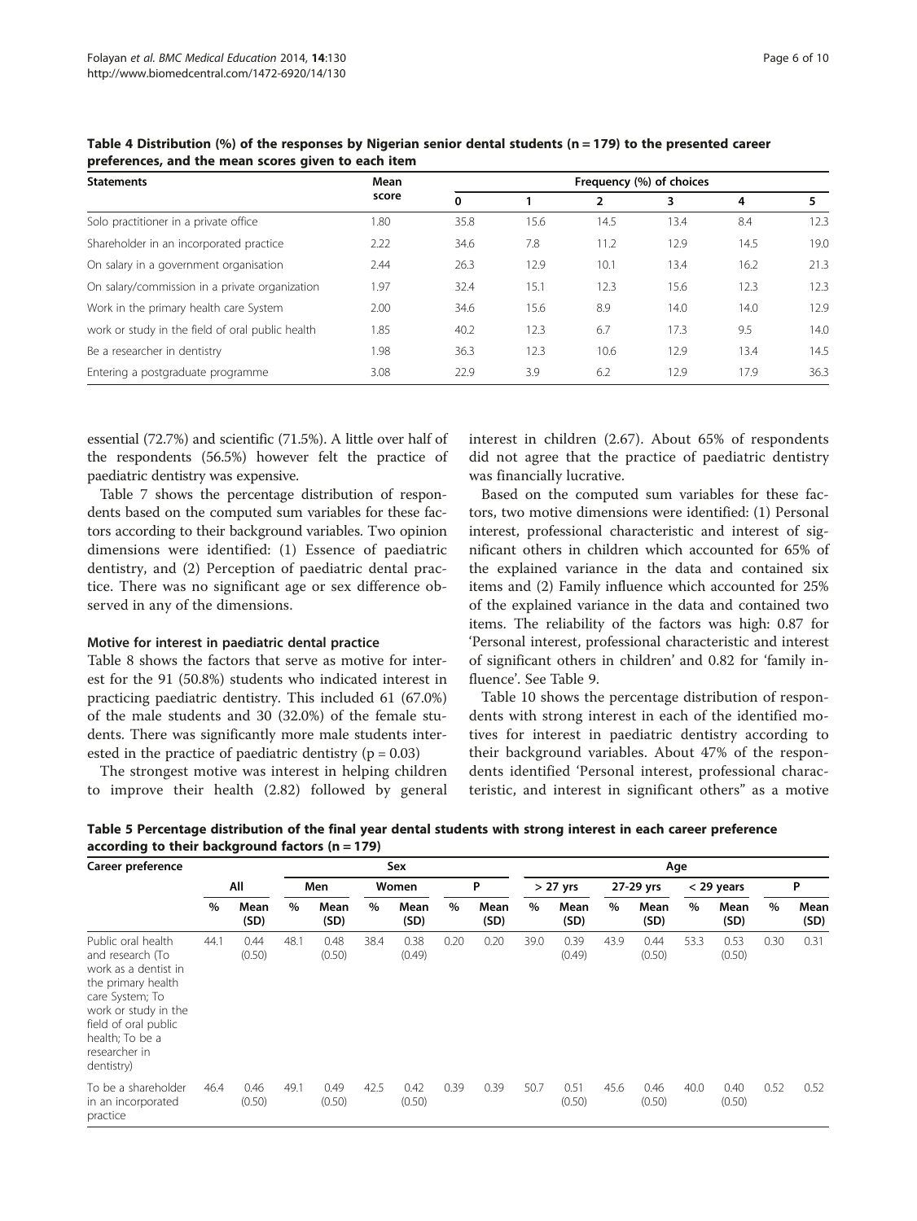**Table 4 Distribution (%) of the responses by Nigerian senior dental students (n = 179) to the presented career preferences, and the mean scores given to each item**

| Statements | Mean score | Frequency (%) of choices | | | | | |
|---|---|---|---|---|---|---|---|
| | | 0 | 1 | 2 | 3 | 4 | 5 |
| Solo practitioner in a private office | 1.80 | 35.8 | 15.6 | 14.5 | 13.4 | 8.4 | 12.3 |
| Shareholder in an incorporated practice | 2.22 | 34.6 | 7.8 | 11.2 | 12.9 | 14.5 | 19.0 |
| On salary in a government organisation | 2.44 | 26.3 | 12.9 | 10.1 | 13.4 | 16.2 | 21.3 |
| On salary/commission in a private organization | 1.97 | 32.4 | 15.1 | 12.3 | 15.6 | 12.3 | 12.3 |
| Work in the primary health care System | 2.00 | 34.6 | 15.6 | 8.9 | 14.0 | 14.0 | 12.9 |
| work or study in the field of oral public health | 1.85 | 40.2 | 12.3 | 6.7 | 17.3 | 9.5 | 14.0 |
| Be a researcher in dentistry | 1.98 | 36.3 | 12.3 | 10.6 | 12.9 | 13.4 | 14.5 |
| Entering a postgraduate programme | 3.08 | 22.9 | 3.9 | 6.2 | 12.9 | 17.9 | 36.3 |

essential (72.7%) and scientific (71.5%). A little over half of the respondents (56.5%) however felt the practice of paediatric dentistry was expensive.

Table 7 shows the percentage distribution of respondents based on the computed sum variables for these factors according to their background variables. Two opinion dimensions were identified: (1) Essence of paediatric dentistry, and (2) Perception of paediatric dental practice. There was no significant age or sex difference observed in any of the dimensions.

### Motive for interest in paediatric dental practice

Table 8 shows the factors that serve as motive for interest for the 91 (50.8%) students who indicated interest in practicing paediatric dentistry. This included 61 (67.0%) of the male students and 30 (32.0%) of the female students. There was significantly more male students interested in the practice of paediatric dentistry (p = 0.03)

The strongest motive was interest in helping children to improve their health (2.82) followed by general interest in children (2.67). About 65% of respondents did not agree that the practice of paediatric dentistry was financially lucrative.

Based on the computed sum variables for these factors, two motive dimensions were identified: (1) Personal interest, professional characteristic and interest of significant others in children which accounted for 65% of the explained variance in the data and contained six items and (2) Family influence which accounted for 25% of the explained variance in the data and contained two items. The reliability of the factors was high: 0.87 for 'Personal interest, professional characteristic and interest of significant others in children' and 0.82 for 'family influence'. See Table 9.

Table 10 shows the percentage distribution of respondents with strong interest in each of the identified motives for interest in paediatric dentistry according to their background variables. About 47% of the respondents identified 'Personal interest, professional characteristic, and interest in significant others" as a motive

**Table 5 Percentage distribution of the final year dental students with strong interest in each career preference according to their background factors (n = 179)**

| Career preference | Sex | | | | | | | | Age | | | | | | | |
|---|---|---|---|---|---|---|---|---|---|---|---|---|---|---|---|---|
| | All | | Men | | Women | | P | | > 27 yrs | | 27-29 yrs | | < 29 years | | P | |
| | % | Mean (SD) | % | Mean (SD) | % | Mean (SD) | % | Mean (SD) | % | Mean (SD) | % | Mean (SD) | % | Mean (SD) | % | Mean (SD) |
| Public oral health and research (To work as a dentist in the primary health care System; To work or study in the field of oral public health; To be a researcher in dentistry) | 44.1 | 0.44 (0.50) | 48.1 | 0.48 (0.50) | 38.4 | 0.38 (0.49) | 0.20 | 0.20 | 39.0 | 0.39 (0.49) | 43.9 | 0.44 (0.50) | 53.3 | 0.53 (0.50) | 0.30 | 0.31 |
| To be a shareholder in an incorporated practice | 46.4 | 0.46 (0.50) | 49.1 | 0.49 (0.50) | 42.5 | 0.42 (0.50) | 0.39 | 0.39 | 50.7 | 0.51 (0.50) | 45.6 | 0.46 (0.50) | 40.0 | 0.40 (0.50) | 0.52 | 0.52 |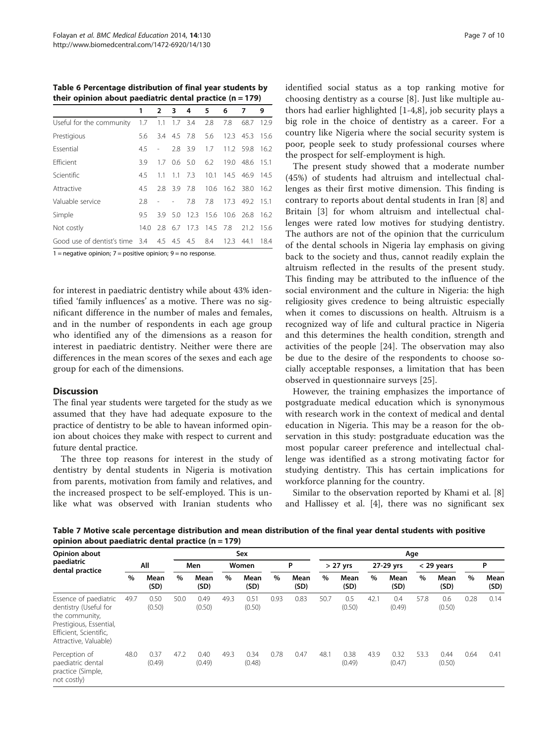**Table 6 Percentage distribution of final year students by their opinion about paediatric dental practice (n = 179)**

| | 1 | 2 | 3 | 4 | 5 | 6 | 7 | 9 |
|---|---|---|---|---|---|---|---|---|
| Useful for the community | 1.7 | 1.1 | 1.7 | 3.4 | 2.8 | 7.8 | 68.7 | 12.9 |
| Prestigious | 5.6 | 3.4 | 4.5 | 7.8 | 5.6 | 12.3 | 45.3 | 15.6 |
| Essential | 4.5 | - | 2.8 | 3.9 | 1.7 | 11.2 | 59.8 | 16.2 |
| Efficient | 3.9 | 1.7 | 0.6 | 5.0 | 6.2 | 19.0 | 48.6 | 15.1 |
| Scientific | 4.5 | 1.1 | 1.1 | 7.3 | 10.1 | 14.5 | 46.9 | 14.5 |
| Attractive | 4.5 | 2.8 | 3.9 | 7.8 | 10.6 | 16.2 | 38.0 | 16.2 |
| Valuable service | 2.8 | - | - | 7.8 | 7.8 | 17.3 | 49.2 | 15.1 |
| Simple | 9.5 | 3.9 | 5.0 | 12.3 | 15.6 | 10.6 | 26.8 | 16.2 |
| Not costly | 14.0 | 2.8 | 6.7 | 17.3 | 14.5 | 7.8 | 21.2 | 15.6 |
| Good use of dentist's time | 3.4 | 4.5 | 4.5 | 4.5 | 8.4 | 12.3 | 44.1 | 18.4 |

1 = negative opinion; 7 = positive opinion; 9 = no response.

for interest in paediatric dentistry while about 43% identified 'family influences' as a motive. There was no significant difference in the number of males and females, and in the number of respondents in each age group who identified any of the dimensions as a reason for interest in paediatric dentistry. Neither were there are differences in the mean scores of the sexes and each age group for each of the dimensions.

## Discussion

The final year students were targeted for the study as we assumed that they have had adequate exposure to the practice of dentistry to be able to havean informed opinion about choices they make with respect to current and future dental practice.

The three top reasons for interest in the study of dentistry by dental students in Nigeria is motivation from parents, motivation from family and relatives, and the increased prospect to be self-employed. This is unlike what was observed with Iranian students who identified social status as a top ranking motive for choosing dentistry as a course [8]. Just like multiple authors had earlier highlighted [1-4,8], job security plays a big role in the choice of dentistry as a career. For a country like Nigeria where the social security system is poor, people seek to study professional courses where the prospect for self-employment is high.

The present study showed that a moderate number (45%) of students had altruism and intellectual challenges as their first motive dimension. This finding is contrary to reports about dental students in Iran [8] and Britain [3] for whom altruism and intellectual challenges were rated low motives for studying dentistry. The authors are not of the opinion that the curriculum of the dental schools in Nigeria lay emphasis on giving back to the society and thus, cannot readily explain the altruism reflected in the results of the present study. This finding may be attributed to the influence of the social environment and the culture in Nigeria: the high religiosity gives credence to being altruistic especially when it comes to discussions on health. Altruism is a recognized way of life and cultural practice in Nigeria and this determines the health condition, strength and activities of the people [24]. The observation may also be due to the desire of the respondents to choose socially acceptable responses, a limitation that has been observed in questionnaire surveys [25].

However, the training emphasizes the importance of postgraduate medical education which is synonymous with research work in the context of medical and dental education in Nigeria. This may be a reason for the observation in this study: postgraduate education was the most popular career preference and intellectual challenge was identified as a strong motivating factor for studying dentistry. This has certain implications for workforce planning for the country.

Similar to the observation reported by Khami et al. [8] and Hallissey et al. [4], there was no significant sex

**Table 7 Motive scale percentage distribution and mean distribution of the final year dental students with positive opinion about paediatric dental practice (n = 179)**

| Opinion about paediatric dental practice | All | | Sex | | | | | | Age | | | | | | | |
|---|---|---|---|---|---|---|---|---|---|---|---|---|---|---|---|---|
| | | | Men | | Women | | P | | > 27 yrs | | 27-29 yrs | | < 29 years | | P | |
| | % | Mean (SD) | % | Mean (SD) | % | Mean (SD) | % | Mean (SD) | % | Mean (SD) | % | Mean (SD) | % | Mean (SD) | % | Mean (SD) |
| Essence of paediatric dentistry (Useful for the community, Prestigious, Essential, Efficient, Scientific, Attractive, Valuable) | 49.7 | 0.50 (0.50) | 50.0 | 0.49 (0.50) | 49.3 | 0.51 (0.50) | 0.93 | 0.83 | 50.7 | 0.5 (0.50) | 42.1 | 0.4 (0.49) | 57.8 | 0.6 (0.50) | 0.28 | 0.14 |
| Perception of paediatric dental practice (Simple, not costly) | 48.0 | 0.37 (0.49) | 47.2 | 0.40 (0.49) | 49.3 | 0.34 (0.48) | 0.78 | 0.47 | 48.1 | 0.38 (0.49) | 43.9 | 0.32 (0.47) | 53.3 | 0.44 (0.50) | 0.64 | 0.41 |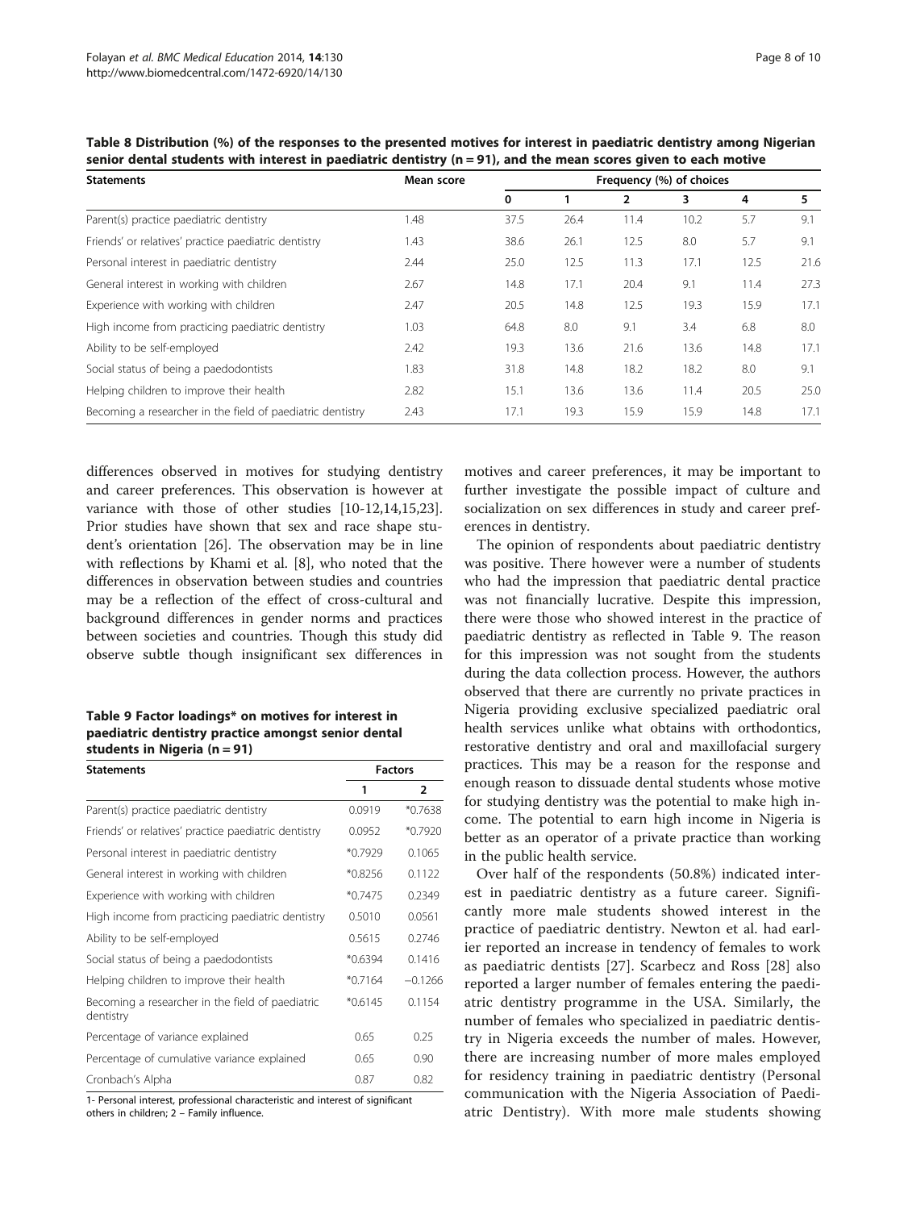**Table 8 Distribution (%) of the responses to the presented motives for interest in paediatric dentistry among Nigerian senior dental students with interest in paediatric dentistry (n = 91), and the mean scores given to each motive**

| Statements | Mean score | Frequency (%) of choices | | | | | |
|---|---|---|---|---|---|---|---|
| | | 0 | 1 | 2 | 3 | 4 | 5 |
| Parent(s) practice paediatric dentistry | 1.48 | 37.5 | 26.4 | 11.4 | 10.2 | 5.7 | 9.1 |
| Friends' or relatives' practice paediatric dentistry | 1.43 | 38.6 | 26.1 | 12.5 | 8.0 | 5.7 | 9.1 |
| Personal interest in paediatric dentistry | 2.44 | 25.0 | 12.5 | 11.3 | 17.1 | 12.5 | 21.6 |
| General interest in working with children | 2.67 | 14.8 | 17.1 | 20.4 | 9.1 | 11.4 | 27.3 |
| Experience with working with children | 2.47 | 20.5 | 14.8 | 12.5 | 19.3 | 15.9 | 17.1 |
| High income from practicing paediatric dentistry | 1.03 | 64.8 | 8.0 | 9.1 | 3.4 | 6.8 | 8.0 |
| Ability to be self-employed | 2.42 | 19.3 | 13.6 | 21.6 | 13.6 | 14.8 | 17.1 |
| Social status of being a paedodontists | 1.83 | 31.8 | 14.8 | 18.2 | 18.2 | 8.0 | 9.1 |
| Helping children to improve their health | 2.82 | 15.1 | 13.6 | 13.6 | 11.4 | 20.5 | 25.0 |
| Becoming a researcher in the field of paediatric dentistry | 2.43 | 17.1 | 19.3 | 15.9 | 15.9 | 14.8 | 17.1 |

differences observed in motives for studying dentistry and career preferences. This observation is however at variance with those of other studies [10-12,14,15,23]. Prior studies have shown that sex and race shape student's orientation [26]. The observation may be in line with reflections by Khami et al. [8], who noted that the differences in observation between studies and countries may be a reflection of the effect of cross-cultural and background differences in gender norms and practices between societies and countries. Though this study did observe subtle though insignificant sex differences in motives and career preferences, it may be important to further investigate the possible impact of culture and socialization on sex differences in study and career preferences in dentistry.

**Table 9 Factor loadings* on motives for interest in paediatric dentistry practice amongst senior dental students in Nigeria (n = 91)**

| Statements | Factors | |
|---|---|---|
| | 1 | 2 |
| Parent(s) practice paediatric dentistry | 0.0919 | *0.7638 |
| Friends' or relatives' practice paediatric dentistry | 0.0952 | *0.7920 |
| Personal interest in paediatric dentistry | *0.7929 | 0.1065 |
| General interest in working with children | *0.8256 | 0.1122 |
| Experience with working with children | *0.7475 | 0.2349 |
| High income from practicing paediatric dentistry | 0.5010 | 0.0561 |
| Ability to be self-employed | 0.5615 | 0.2746 |
| Social status of being a paedodontists | *0.6394 | 0.1416 |
| Helping children to improve their health | *0.7164 | −0.1266 |
| Becoming a researcher in the field of paediatric dentistry | *0.6145 | 0.1154 |
| Percentage of variance explained | 0.65 | 0.25 |
| Percentage of cumulative variance explained | 0.65 | 0.90 |
| Cronbach's Alpha | 0.87 | 0.82 |

1- Personal interest, professional characteristic and interest of significant others in children; 2 – Family influence.

The opinion of respondents about paediatric dentistry was positive. There however were a number of students who had the impression that paediatric dental practice was not financially lucrative. Despite this impression, there were those who showed interest in the practice of paediatric dentistry as reflected in Table 9. The reason for this impression was not sought from the students during the data collection process. However, the authors observed that there are currently no private practices in Nigeria providing exclusive specialized paediatric oral health services unlike what obtains with orthodontics, restorative dentistry and oral and maxillofacial surgery practices. This may be a reason for the response and enough reason to dissuade dental students whose motive for studying dentistry was the potential to make high income. The potential to earn high income in Nigeria is better as an operator of a private practice than working in the public health service.

Over half of the respondents (50.8%) indicated interest in paediatric dentistry as a future career. Significantly more male students showed interest in the practice of paediatric dentistry. Newton et al. had earlier reported an increase in tendency of females to work as paediatric dentists [27]. Scarbecz and Ross [28] also reported a larger number of females entering the paediatric dentistry programme in the USA. Similarly, the number of females who specialized in paediatric dentistry in Nigeria exceeds the number of males. However, there are increasing number of more males employed for residency training in paediatric dentistry (Personal communication with the Nigeria Association of Paediatric Dentistry). With more male students showing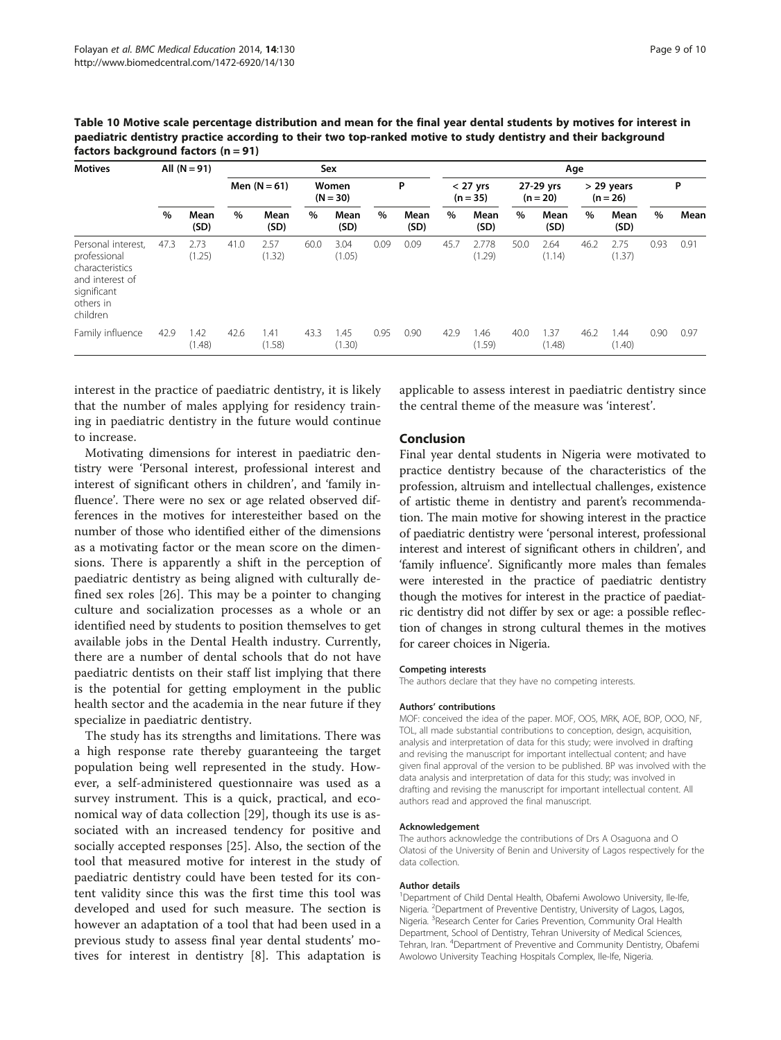**Table 10 Motive scale percentage distribution and mean for the final year dental students by motives for interest in paediatric dentistry practice according to their two top-ranked motive to study dentistry and their background factors background factors (n = 91)**

| Motives | All (N = 91) | | Sex | | | | | | Age | | | | | | | |
|---|---|---|---|---|---|---|---|---|---|---|---|---|---|---|---|---|
| | | | Men (N = 61) | | Women (N = 30) | | P | | < 27 yrs (n = 35) | | 27-29 yrs (n = 20) | | > 29 years (n = 26) | | P | |
| | % | Mean (SD) | % | Mean (SD) | % | Mean (SD) | % | Mean (SD) | % | Mean (SD) | % | Mean (SD) | % | Mean (SD) | % | Mean |
| Personal interest, professional characteristics and interest of significant others in children | 47.3 | 2.73 (1.25) | 41.0 | 2.57 (1.32) | 60.0 | 3.04 (1.05) | 0.09 | 0.09 | 45.7 | 2.778 (1.29) | 50.0 | 2.64 (1.14) | 46.2 | 2.75 (1.37) | 0.93 | 0.91 |
| Family influence | 42.9 | 1.42 (1.48) | 42.6 | 1.41 (1.58) | 43.3 | 1.45 (1.30) | 0.95 | 0.90 | 42.9 | 1.46 (1.59) | 40.0 | 1.37 (1.48) | 46.2 | 1.44 (1.40) | 0.90 | 0.97 |

interest in the practice of paediatric dentistry, it is likely that the number of males applying for residency training in paediatric dentistry in the future would continue to increase.

Motivating dimensions for interest in paediatric dentistry were 'Personal interest, professional interest and interest of significant others in children', and 'family influence'. There were no sex or age related observed differences in the motives for interesteither based on the number of those who identified either of the dimensions as a motivating factor or the mean score on the dimensions. There is apparently a shift in the perception of paediatric dentistry as being aligned with culturally defined sex roles [26]. This may be a pointer to changing culture and socialization processes as a whole or an identified need by students to position themselves to get available jobs in the Dental Health industry. Currently, there are a number of dental schools that do not have paediatric dentists on their staff list implying that there is the potential for getting employment in the public health sector and the academia in the near future if they specialize in paediatric dentistry.

The study has its strengths and limitations. There was a high response rate thereby guaranteeing the target population being well represented in the study. However, a self-administered questionnaire was used as a survey instrument. This is a quick, practical, and economical way of data collection [29], though its use is associated with an increased tendency for positive and socially accepted responses [25]. Also, the section of the tool that measured motive for interest in the study of paediatric dentistry could have been tested for its content validity since this was the first time this tool was developed and used for such measure. The section is however an adaptation of a tool that had been used in a previous study to assess final year dental students' motives for interest in dentistry [8]. This adaptation is applicable to assess interest in paediatric dentistry since the central theme of the measure was 'interest'.

## Conclusion

Final year dental students in Nigeria were motivated to practice dentistry because of the characteristics of the profession, altruism and intellectual challenges, existence of artistic theme in dentistry and parent's recommendation. The main motive for showing interest in the practice of paediatric dentistry were 'personal interest, professional interest and interest of significant others in children', and 'family influence'. Significantly more males than females were interested in the practice of paediatric dentistry though the motives for interest in the practice of paediatric dentistry did not differ by sex or age: a possible reflection of changes in strong cultural themes in the motives for career choices in Nigeria.

#### Competing interests

The authors declare that they have no competing interests.

#### Authors' contributions

MOF: conceived the idea of the paper. MOF, OOS, MRK, AOE, BOP, OOO, NF, TOL, all made substantial contributions to conception, design, acquisition, analysis and interpretation of data for this study; were involved in drafting and revising the manuscript for important intellectual content; and have given final approval of the version to be published. BP was involved with the data analysis and interpretation of data for this study; was involved in drafting and revising the manuscript for important intellectual content. All authors read and approved the final manuscript.

#### Acknowledgement

The authors acknowledge the contributions of Drs A Osaguona and O Olatosi of the University of Benin and University of Lagos respectively for the data collection.

#### Author details

[1]Department of Child Dental Health, Obafemi Awolowo University, Ile-Ife, Nigeria. [2]Department of Preventive Dentistry, University of Lagos, Lagos, Nigeria. [3]Research Center for Caries Prevention, Community Oral Health Department, School of Dentistry, Tehran University of Medical Sciences, Tehran, Iran. [4]Department of Preventive and Community Dentistry, Obafemi Awolowo University Teaching Hospitals Complex, Ile-Ife, Nigeria.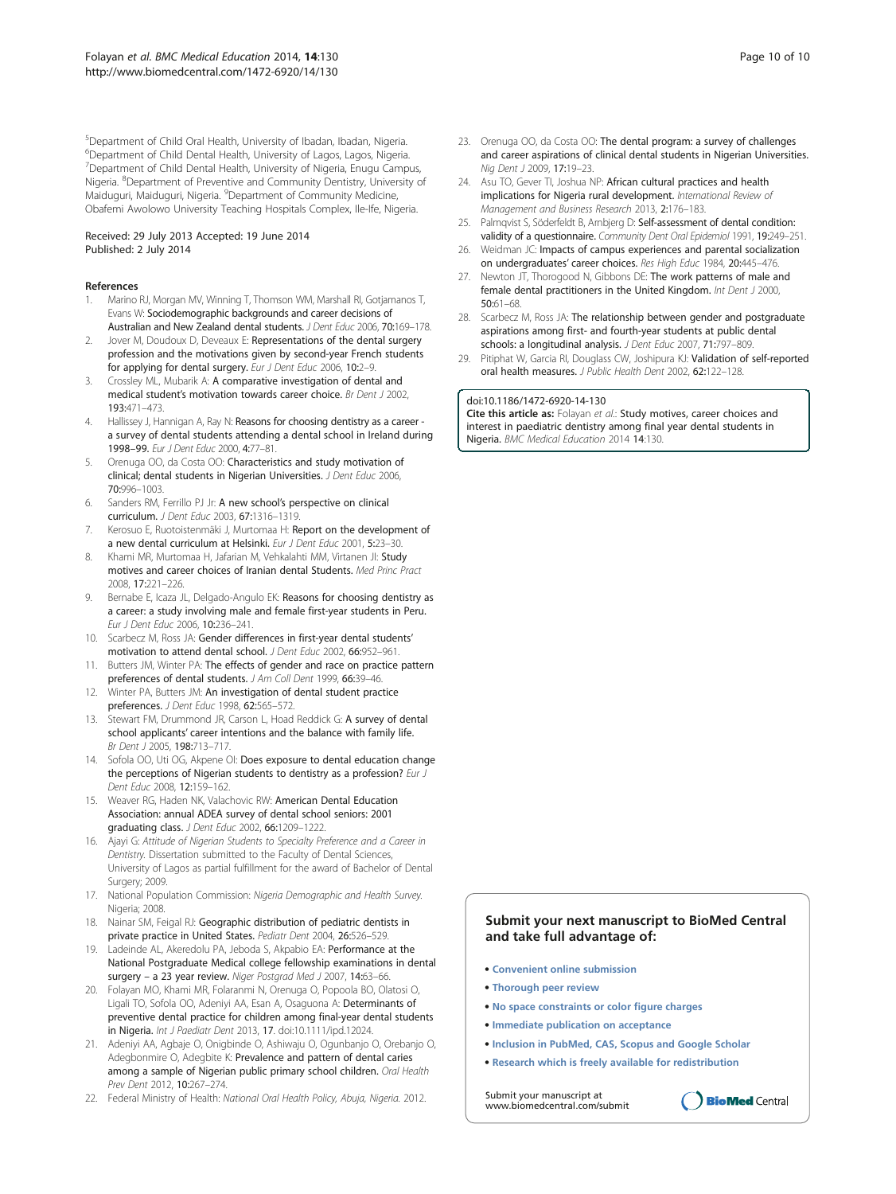[5]Department of Child Oral Health, University of Ibadan, Ibadan, Nigeria. [6]Department of Child Dental Health, University of Lagos, Lagos, Nigeria. [7]Department of Child Dental Health, University of Nigeria, Enugu Campus, Nigeria. [8]Department of Preventive and Community Dentistry, University of Maiduguri, Maiduguri, Nigeria. [9]Department of Community Medicine, Obafemi Awolowo University Teaching Hospitals Complex, Ile-Ife, Nigeria.

Received: 29 July 2013 Accepted: 19 June 2014
Published: 2 July 2014

## References

1. Marino RJ, Morgan MV, Winning T, Thomson WM, Marshall RI, Gotjamanos T, Evans W: **Sociodemographic backgrounds and career decisions of Australian and New Zealand dental students.** *J Dent Educ* 2006, **70:**169–178.
2. Jover M, Doudoux D, Deveaux E: **Representations of the dental surgery profession and the motivations given by second-year French students for applying for dental surgery.** *Eur J Dent Educ* 2006, **10:**2–9.
3. Crossley ML, Mubarik A: **A comparative investigation of dental and medical student's motivation towards career choice.** *Br Dent J* 2002, **193:**471–473.
4. Hallissey J, Hannigan A, Ray N: **Reasons for choosing dentistry as a career - a survey of dental students attending a dental school in Ireland during 1998–99.** *Eur J Dent Educ* 2000, **4:**77–81.
5. Orenuga OO, da Costa OO: **Characteristics and study motivation of clinical; dental students in Nigerian Universities.** *J Dent Educ* 2006, **70:**996–1003.
6. Sanders RM, Ferrillo PJ Jr: **A new school's perspective on clinical curriculum.** *J Dent Educ* 2003, **67:**1316–1319.
7. Kerosuo E, Ruotoistenmäki J, Murtomaa H: **Report on the development of a new dental curriculum at Helsinki.** *Eur J Dent Educ* 2001, **5:**23–30.
8. Khami MR, Murtomaa H, Jafarian M, Vehkalahti MM, Virtanen JI: **Study motives and career choices of Iranian dental Students.** *Med Princ Pract* 2008, **17:**221–226.
9. Bernabe E, Icaza JL, Delgado-Angulo EK: **Reasons for choosing dentistry as a career: a study involving male and female first-year students in Peru.** *Eur J Dent Educ* 2006, **10:**236–241.
10. Scarbecz M, Ross JA: **Gender differences in first-year dental students' motivation to attend dental school.** *J Dent Educ* 2002, **66:**952–961.
11. Butters JM, Winter PA: **The effects of gender and race on practice pattern preferences of dental students.** *J Am Coll Dent* 1999, **66:**39–46.
12. Winter PA, Butters JM: **An investigation of dental student practice preferences.** *J Dent Educ* 1998, **62:**565–572.
13. Stewart FM, Drummond JR, Carson L, Hoad Reddick G: **A survey of dental school applicants' career intentions and the balance with family life.** *Br Dent J* 2005, **198:**713–717.
14. Sofola OO, Uti OG, Akpene OI: **Does exposure to dental education change the perceptions of Nigerian students to dentistry as a profession?** *Eur J Dent Educ* 2008, **12:**159–162.
15. Weaver RG, Haden NK, Valachovic RW: **American Dental Education Association: annual ADEA survey of dental school seniors: 2001 graduating class.** *J Dent Educ* 2002, **66:**1209–1222.
16. Ajayi G: *Attitude of Nigerian Students to Specialty Preference and a Career in Dentistry.* Dissertation submitted to the Faculty of Dental Sciences, University of Lagos as partial fulfillment for the award of Bachelor of Dental Surgery; 2009.
17. National Population Commission: *Nigeria Demographic and Health Survey.* Nigeria; 2008.
18. Nainar SM, Feigal RJ: **Geographic distribution of pediatric dentists in private practice in United States.** *Pediatr Dent* 2004, **26:**526–529.
19. Ladeinde AL, Akeredolu PA, Jeboda S, Akpabio EA: **Performance at the National Postgraduate Medical college fellowship examinations in dental surgery – a 23 year review.** *Niger Postgrad Med J* 2007, **14:**63–66.
20. Folayan MO, Khami MR, Folaranmi N, Orenuga O, Popoola BO, Olatosi O, Ligali TO, Sofola OO, Adeniyi AA, Esan A, Osaguona A: **Determinants of preventive dental practice for children among final-year dental students in Nigeria.** *Int J Paediatr Dent* 2013, 17. doi:10.1111/ipd.12024.
21. Adeniyi AA, Agbaje O, Onigbinde O, Ashiwaju O, Ogunbanjo O, Orebanjo O, Adegbonmire O, Adegbite K: **Prevalence and pattern of dental caries among a sample of Nigerian public primary school children.** *Oral Health Prev Dent* 2012, **10:**267–274.
22. Federal Ministry of Health: *National Oral Health Policy, Abuja, Nigeria.* 2012.
23. Orenuga OO, da Costa OO: **The dental program: a survey of challenges and career aspirations of clinical dental students in Nigerian Universities.** *Nig Dent J* 2009, **17:**19–23.
24. Asu TO, Gever TI, Joshua NP: **African cultural practices and health implications for Nigeria rural development.** *International Review of Management and Business Research* 2013, **2:**176–183.
25. Palmqvist S, Söderfeldt B, Arnbjerg D: **Self-assessment of dental condition: validity of a questionnaire.** *Community Dent Oral Epidemiol* 1991, **19:**249–251.
26. Weidman JC: **Impacts of campus experiences and parental socialization on undergraduates' career choices.** *Res High Educ* 1984, **20:**445–476.
27. Newton JT, Thorogood N, Gibbons DE: **The work patterns of male and female dental practitioners in the United Kingdom.** *Int Dent J* 2000, **50:**61–68.
28. Scarbecz M, Ross JA: **The relationship between gender and postgraduate aspirations among first- and fourth-year students at public dental schools: a longitudinal analysis.** *J Dent Educ* 2007, **71:**797–809.
29. Pitiphat W, Garcia RI, Douglass CW, Joshipura KJ: **Validation of self-reported oral health measures.** *J Public Health Dent* 2002, **62:**122–128.

doi:10.1186/1472-6920-14-130
**Cite this article as:** Folayan *et al.*: Study motives, career choices and interest in paediatric dentistry among final year dental students in Nigeria. *BMC Medical Education* 2014 **14**:130.